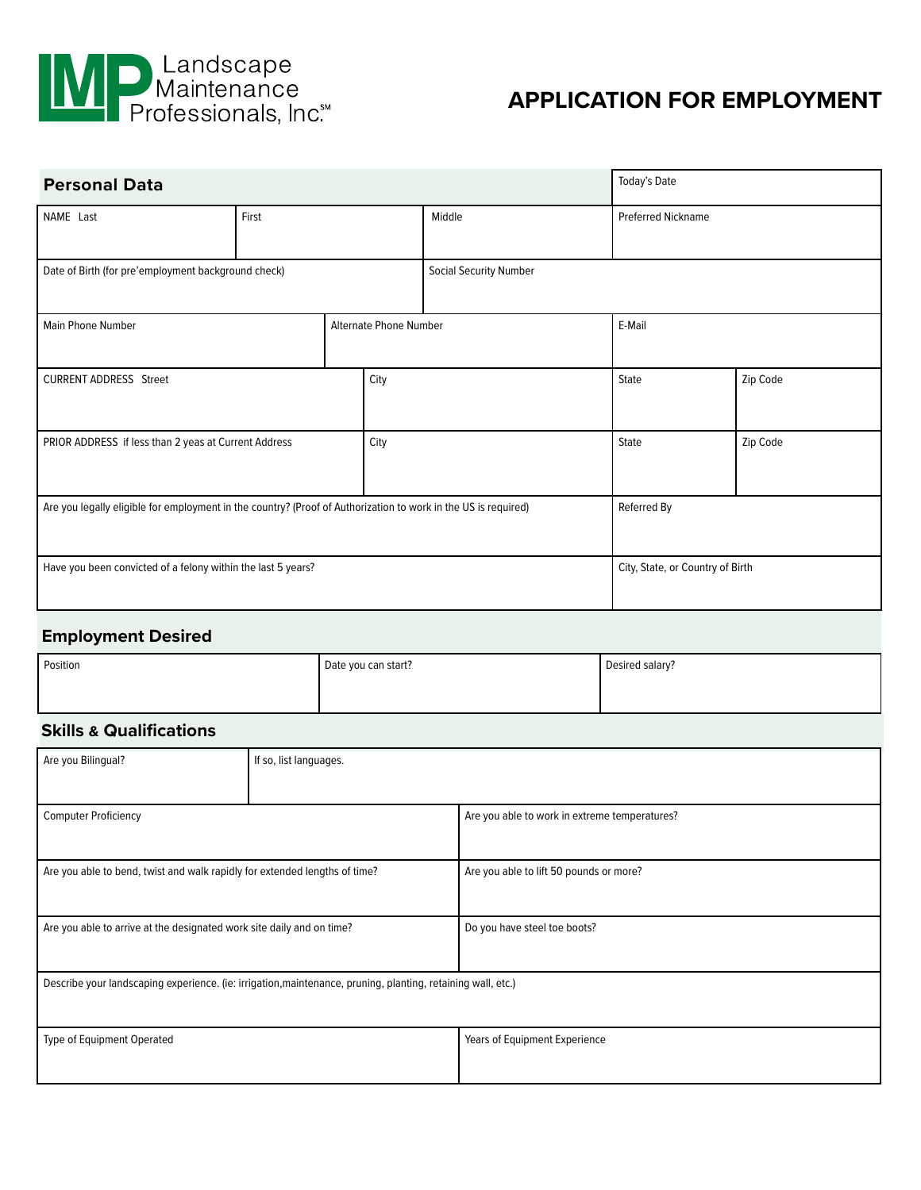Landscape Maintenance Professionals, Inc.℠

# APPLICATION FOR EMPLOYMENT

## Personal Data

| | | | Today's Date |
|---|---|---|---|
| NAME Last | First | Middle | Preferred Nickname |
| Date of Birth (for pre'employment background check) | | Social Security Number | |
| Main Phone Number | Alternate Phone Number | | E-Mail |

| | | | |
|---|---|---|---|
| CURRENT ADDRESS Street | City | State | Zip Code |
| PRIOR ADDRESS if less than 2 yeas at Current Address | City | State | Zip Code |

| | |
|---|---|
| Are you legally eligible for employment in the country? (Proof of Authorization to work in the US is required) | Referred By |
| Have you been convicted of a felony within the last 5 years? | City, State, or Country of Birth |

## Employment Desired

| Position | Date you can start? | Desired salary? |
|---|---|---|
| | | |

## Skills & Qualifications

| Are you Bilingual? | If so, list languages. |
|---|---|
| | |

| | |
|---|---|
| Computer Proficiency | Are you able to work in extreme temperatures? |
| Are you able to bend, twist and walk rapidly for extended lengths of time? | Are you able to lift 50 pounds or more? |
| Are you able to arrive at the designated work site daily and on time? | Do you have steel toe boots? |
| Describe your landscaping experience. (ie: irrigation,maintenance, pruning, planting, retaining wall, etc.) | |
| Type of Equipment Operated | Years of Equipment Experience |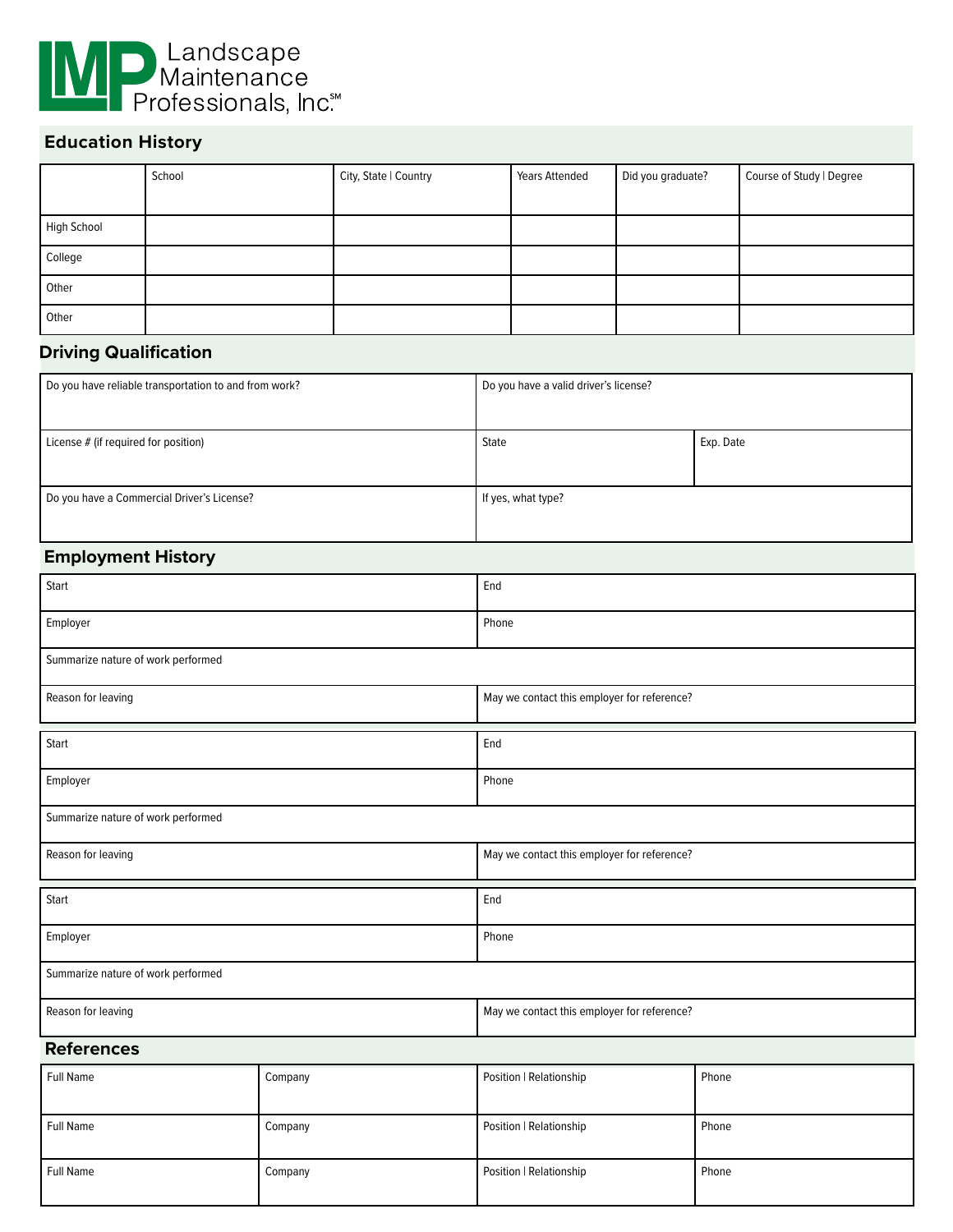Landscape Maintenance Professionals, Inc.[SM]

## Education History

| | School | City, State \| Country | Years Attended | Did you graduate? | Course of Study \| Degree |
|---|---|---|---|---|---|
| High School | | | | | |
| College | | | | | |
| Other | | | | | |
| Other | | | | | |

## Driving Qualification

| | | |
|---|---|---|
| Do you have reliable transportation to and from work? | Do you have a valid driver's license? | |
| License # (if required for position) | State | Exp. Date |
| Do you have a Commercial Driver's License? | If yes, what type? | |

## Employment History

| | |
|---|---|
| Start | End |
| Employer | Phone |
| Summarize nature of work performed | |
| Reason for leaving | May we contact this employer for reference? |

| | |
|---|---|
| Start | End |
| Employer | Phone |
| Summarize nature of work performed | |
| Reason for leaving | May we contact this employer for reference? |

| | |
|---|---|
| Start | End |
| Employer | Phone |
| Summarize nature of work performed | |
| Reason for leaving | May we contact this employer for reference? |

## References

| | | | |
|---|---|---|---|
| Full Name | Company | Position \| Relationship | Phone |
| Full Name | Company | Position \| Relationship | Phone |
| Full Name | Company | Position \| Relationship | Phone |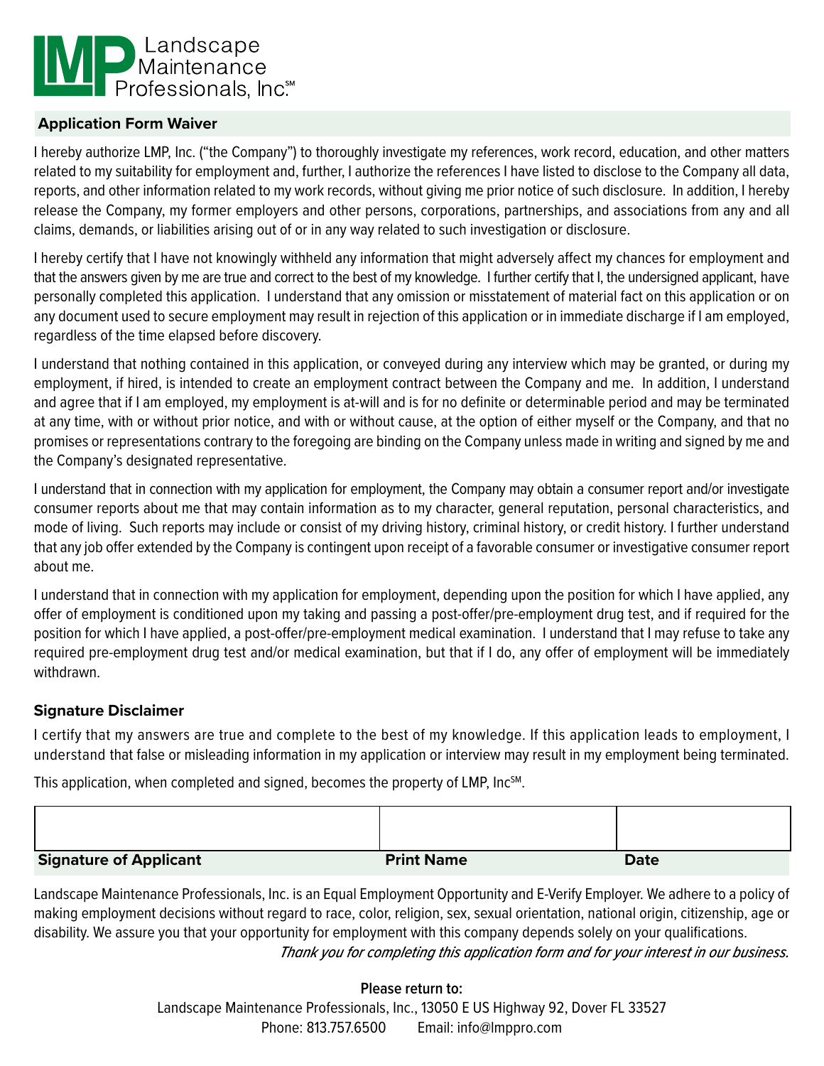Landscape Maintenance Professionals, Inc.℠

## Application Form Waiver

I hereby authorize LMP, Inc. ("the Company") to thoroughly investigate my references, work record, education, and other matters related to my suitability for employment and, further, I authorize the references I have listed to disclose to the Company all data, reports, and other information related to my work records, without giving me prior notice of such disclosure. In addition, I hereby release the Company, my former employers and other persons, corporations, partnerships, and associations from any and all claims, demands, or liabilities arising out of or in any way related to such investigation or disclosure.

I hereby certify that I have not knowingly withheld any information that might adversely affect my chances for employment and that the answers given by me are true and correct to the best of my knowledge. I further certify that I, the undersigned applicant, have personally completed this application. I understand that any omission or misstatement of material fact on this application or on any document used to secure employment may result in rejection of this application or in immediate discharge if I am employed, regardless of the time elapsed before discovery.

I understand that nothing contained in this application, or conveyed during any interview which may be granted, or during my employment, if hired, is intended to create an employment contract between the Company and me. In addition, I understand and agree that if I am employed, my employment is at-will and is for no definite or determinable period and may be terminated at any time, with or without prior notice, and with or without cause, at the option of either myself or the Company, and that no promises or representations contrary to the foregoing are binding on the Company unless made in writing and signed by me and the Company's designated representative.

I understand that in connection with my application for employment, the Company may obtain a consumer report and/or investigate consumer reports about me that may contain information as to my character, general reputation, personal characteristics, and mode of living. Such reports may include or consist of my driving history, criminal history, or credit history. I further understand that any job offer extended by the Company is contingent upon receipt of a favorable consumer or investigative consumer report about me.

I understand that in connection with my application for employment, depending upon the position for which I have applied, any offer of employment is conditioned upon my taking and passing a post-offer/pre-employment drug test, and if required for the position for which I have applied, a post-offer/pre-employment medical examination. I understand that I may refuse to take any required pre-employment drug test and/or medical examination, but that if I do, any offer of employment will be immediately withdrawn.

### Signature Disclaimer

I certify that my answers are true and complete to the best of my knowledge. If this application leads to employment, I understand that false or misleading information in my application or interview may result in my employment being terminated.

This application, when completed and signed, becomes the property of LMP, Inc℠.

| | | |
|---|---|---|
| | | |
| **Signature of Applicant** | **Print Name** | **Date** |

Landscape Maintenance Professionals, Inc. is an Equal Employment Opportunity and E-Verify Employer. We adhere to a policy of making employment decisions without regard to race, color, religion, sex, sexual orientation, national origin, citizenship, age or disability. We assure you that your opportunity for employment with this company depends solely on your qualifications.

*Thank you for completing this application form and for your interest in our business.*

**Please return to:**

Landscape Maintenance Professionals, Inc., 13050 E US Highway 92, Dover FL 33527

Phone: 813.757.6500 Email: info@lmppro.com